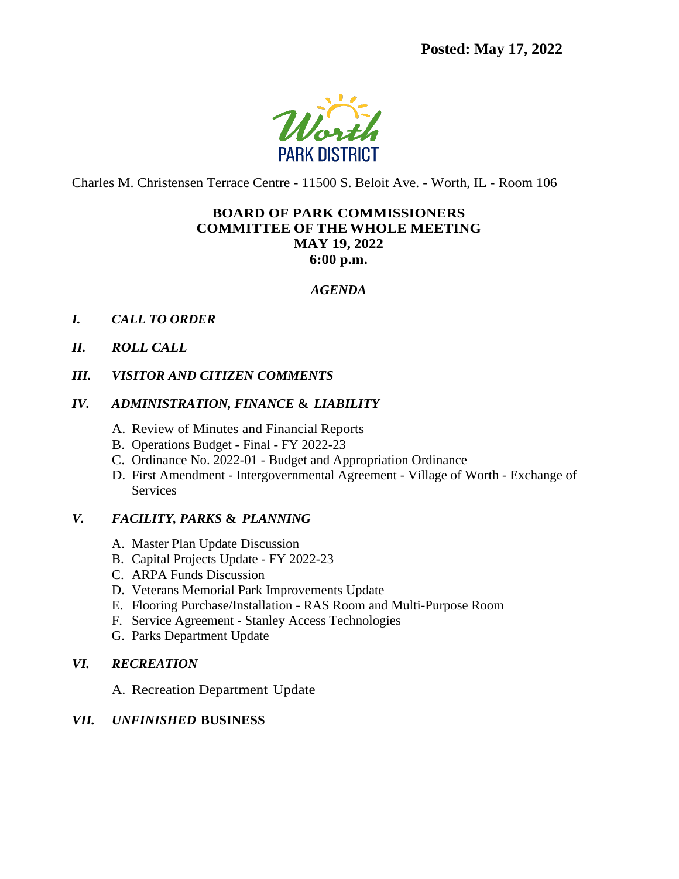**Posted: May 17, 2022**

Worth
PARK DISTRICT

Charles M. Christensen Terrace Centre - 11500 S. Beloit Ave. - Worth, IL - Room 106

**BOARD OF PARK COMMISSIONERS**
**COMMITTEE OF THE WHOLE MEETING**
**MAY 19, 2022**
**6:00 p.m.**

***AGENDA***

***I. CALL TO ORDER***

***II. ROLL CALL***

***III. VISITOR AND CITIZEN COMMENTS***

***IV. ADMINISTRATION, FINANCE & LIABILITY***

A. Review of Minutes and Financial Reports
B. Operations Budget - Final - FY 2022-23
C. Ordinance No. 2022-01 - Budget and Appropriation Ordinance
D. First Amendment - Intergovernmental Agreement - Village of Worth - Exchange of Services

***V. FACILITY, PARKS & PLANNING***

A. Master Plan Update Discussion
B. Capital Projects Update - FY 2022-23
C. ARPA Funds Discussion
D. Veterans Memorial Park Improvements Update
E. Flooring Purchase/Installation - RAS Room and Multi-Purpose Room
F. Service Agreement - Stanley Access Technologies
G. Parks Department Update

***VI. RECREATION***

A. Recreation Department Update

***VII. UNFINISHED* BUSINESS**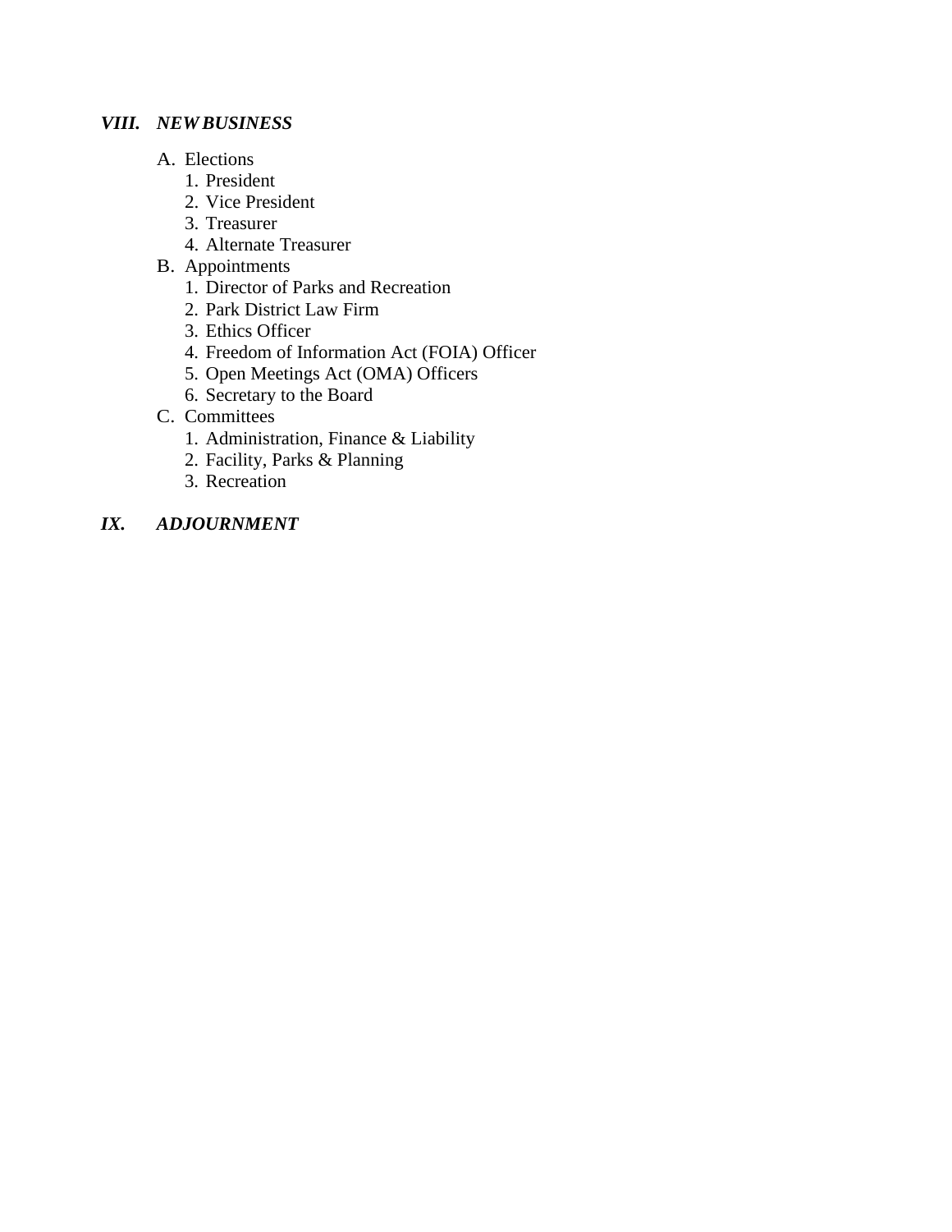### ***VIII. NEW BUSINESS***

A. Elections
   1. President
   2. Vice President
   3. Treasurer
   4. Alternate Treasurer
B. Appointments
   1. Director of Parks and Recreation
   2. Park District Law Firm
   3. Ethics Officer
   4. Freedom of Information Act (FOIA) Officer
   5. Open Meetings Act (OMA) Officers
   6. Secretary to the Board
C. Committees
   1. Administration, Finance & Liability
   2. Facility, Parks & Planning
   3. Recreation

### ***IX. ADJOURNMENT***